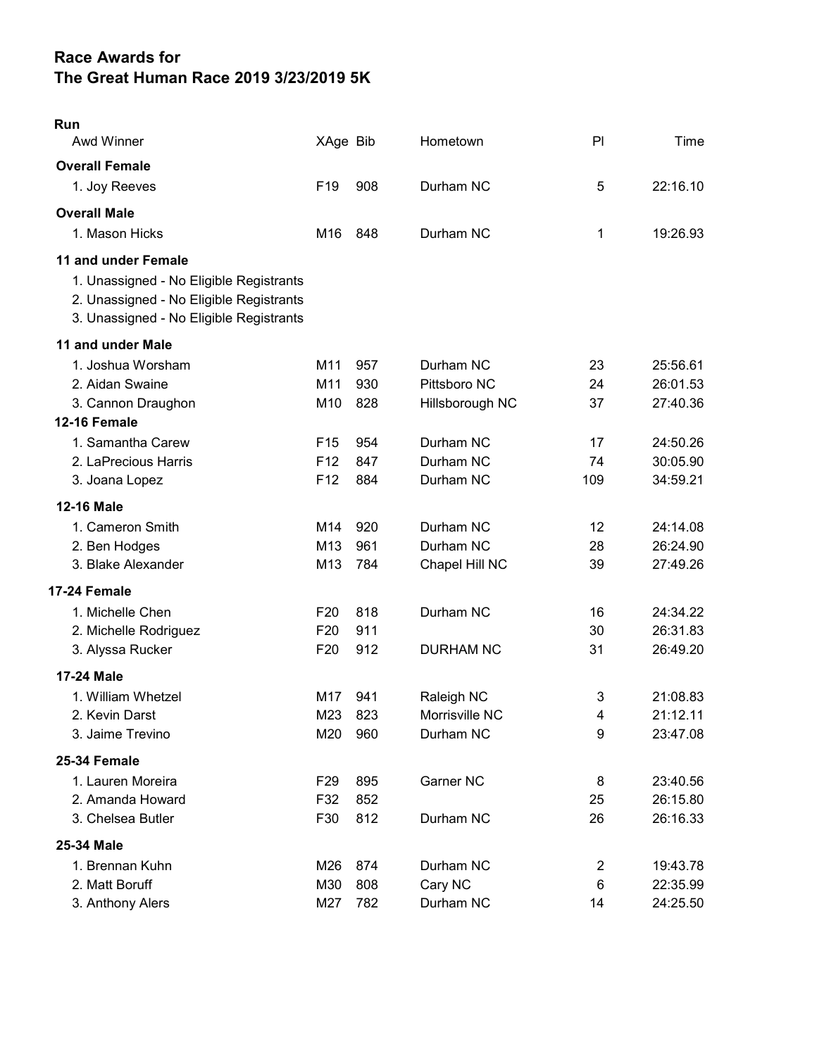# Race Awards for
# The Great Human Race 2019 3/23/2019 5K

## Run

| Awd Winner | XAge | Bib | Hometown | Pl | Time |
|---|---|---|---|---|---|
| **Overall Female** | | | | | |
| 1. Joy Reeves | F19 | 908 | Durham NC | 5 | 22:16.10 |
| **Overall Male** | | | | | |
| 1. Mason Hicks | M16 | 848 | Durham NC | 1 | 19:26.93 |
| **11 and under Female** | | | | | |
| 1. Unassigned - No Eligible Registrants | | | | | |
| 2. Unassigned - No Eligible Registrants | | | | | |
| 3. Unassigned - No Eligible Registrants | | | | | |
| **11 and under Male** | | | | | |
| 1. Joshua Worsham | M11 | 957 | Durham NC | 23 | 25:56.61 |
| 2. Aidan Swaine | M11 | 930 | Pittsboro NC | 24 | 26:01.53 |
| 3. Cannon Draughon | M10 | 828 | Hillsborough NC | 37 | 27:40.36 |
| **12-16 Female** | | | | | |
| 1. Samantha Carew | F15 | 954 | Durham NC | 17 | 24:50.26 |
| 2. LaPrecious Harris | F12 | 847 | Durham NC | 74 | 30:05.90 |
| 3. Joana Lopez | F12 | 884 | Durham NC | 109 | 34:59.21 |
| **12-16 Male** | | | | | |
| 1. Cameron Smith | M14 | 920 | Durham NC | 12 | 24:14.08 |
| 2. Ben Hodges | M13 | 961 | Durham NC | 28 | 26:24.90 |
| 3. Blake Alexander | M13 | 784 | Chapel Hill NC | 39 | 27:49.26 |
| **17-24 Female** | | | | | |
| 1. Michelle Chen | F20 | 818 | Durham NC | 16 | 24:34.22 |
| 2. Michelle Rodriguez | F20 | 911 | | 30 | 26:31.83 |
| 3. Alyssa Rucker | F20 | 912 | DURHAM NC | 31 | 26:49.20 |
| **17-24 Male** | | | | | |
| 1. William Whetzel | M17 | 941 | Raleigh NC | 3 | 21:08.83 |
| 2. Kevin Darst | M23 | 823 | Morrisville NC | 4 | 21:12.11 |
| 3. Jaime Trevino | M20 | 960 | Durham NC | 9 | 23:47.08 |
| **25-34 Female** | | | | | |
| 1. Lauren Moreira | F29 | 895 | Garner NC | 8 | 23:40.56 |
| 2. Amanda Howard | F32 | 852 | | 25 | 26:15.80 |
| 3. Chelsea Butler | F30 | 812 | Durham NC | 26 | 26:16.33 |
| **25-34 Male** | | | | | |
| 1. Brennan Kuhn | M26 | 874 | Durham NC | 2 | 19:43.78 |
| 2. Matt Boruff | M30 | 808 | Cary NC | 6 | 22:35.99 |
| 3. Anthony Alers | M27 | 782 | Durham NC | 14 | 24:25.50 |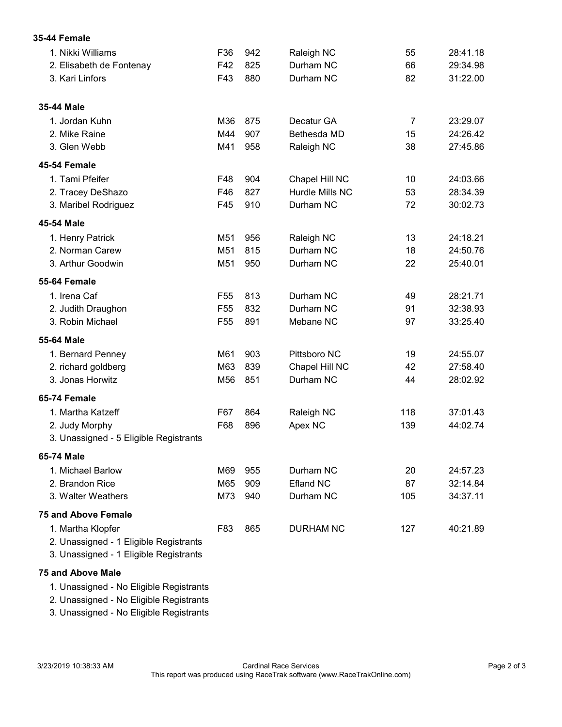**35-44 Female**

| | | | | | |
|---|---|---|---|---|---|
| 1. Nikki Williams | F36 | 942 | Raleigh NC | 55 | 28:41.18 |
| 2. Elisabeth de Fontenay | F42 | 825 | Durham NC | 66 | 29:34.98 |
| 3. Kari Linfors | F43 | 880 | Durham NC | 82 | 31:22.00 |

**35-44 Male**

| | | | | | |
|---|---|---|---|---|---|
| 1. Jordan Kuhn | M36 | 875 | Decatur GA | 7 | 23:29.07 |
| 2. Mike Raine | M44 | 907 | Bethesda MD | 15 | 24:26.42 |
| 3. Glen Webb | M41 | 958 | Raleigh NC | 38 | 27:45.86 |

**45-54 Female**

| | | | | | |
|---|---|---|---|---|---|
| 1. Tami Pfeifer | F48 | 904 | Chapel Hill NC | 10 | 24:03.66 |
| 2. Tracey DeShazo | F46 | 827 | Hurdle Mills NC | 53 | 28:34.39 |
| 3. Maribel Rodriguez | F45 | 910 | Durham NC | 72 | 30:02.73 |

**45-54 Male**

| | | | | | |
|---|---|---|---|---|---|
| 1. Henry Patrick | M51 | 956 | Raleigh NC | 13 | 24:18.21 |
| 2. Norman Carew | M51 | 815 | Durham NC | 18 | 24:50.76 |
| 3. Arthur Goodwin | M51 | 950 | Durham NC | 22 | 25:40.01 |

**55-64 Female**

| | | | | | |
|---|---|---|---|---|---|
| 1. Irena Caf | F55 | 813 | Durham NC | 49 | 28:21.71 |
| 2. Judith Draughon | F55 | 832 | Durham NC | 91 | 32:38.93 |
| 3. Robin Michael | F55 | 891 | Mebane NC | 97 | 33:25.40 |

**55-64 Male**

| | | | | | |
|---|---|---|---|---|---|
| 1. Bernard Penney | M61 | 903 | Pittsboro NC | 19 | 24:55.07 |
| 2. richard goldberg | M63 | 839 | Chapel Hill NC | 42 | 27:58.40 |
| 3. Jonas Horwitz | M56 | 851 | Durham NC | 44 | 28:02.92 |

**65-74 Female**

| | | | | | |
|---|---|---|---|---|---|
| 1. Martha Katzeff | F67 | 864 | Raleigh NC | 118 | 37:01.43 |
| 2. Judy Morphy | F68 | 896 | Apex NC | 139 | 44:02.74 |
| 3. Unassigned - 5 Eligible Registrants | | | | | |

**65-74 Male**

| | | | | | |
|---|---|---|---|---|---|
| 1. Michael Barlow | M69 | 955 | Durham NC | 20 | 24:57.23 |
| 2. Brandon Rice | M65 | 909 | Efland NC | 87 | 32:14.84 |
| 3. Walter Weathers | M73 | 940 | Durham NC | 105 | 34:37.11 |

**75 and Above Female**

| | | | | | |
|---|---|---|---|---|---|
| 1. Martha Klopfer | F83 | 865 | DURHAM NC | 127 | 40:21.89 |
| 2. Unassigned - 1 Eligible Registrants | | | | | |
| 3. Unassigned - 1 Eligible Registrants | | | | | |

**75 and Above Male**

1. Unassigned - No Eligible Registrants
2. Unassigned - No Eligible Registrants
3. Unassigned - No Eligible Registrants

3/23/2019 10:38:33 AM Cardinal Race Services
This report was produced using RaceTrak software (www.RaceTrakOnline.com)